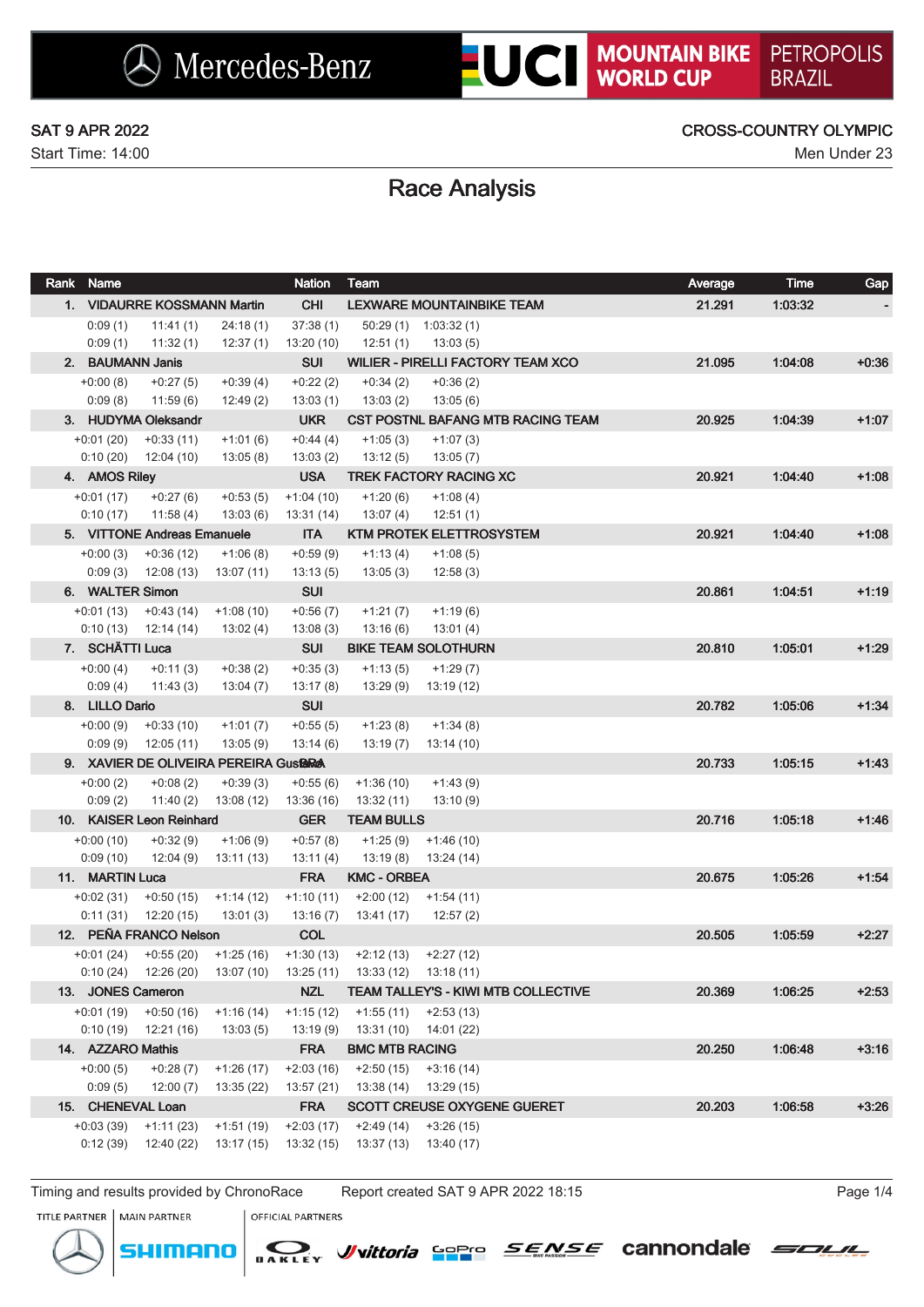MOUNTAIN BIKE WORLD CUP PETROPOLIS BRAZIL

SAT 9 APR 2022
Start Time: 14:00

CROSS-COUNTRY OLYMPIC
Men Under 23

# Race Analysis

| Rank | Name | | | Nation | Team | | Average | Time | Gap |
|---|---|---|---|---|---|---|---|---|---|
| 1. | VIDAURRE KOSSMANN Martin | | | CHI | LEXWARE MOUNTAINBIKE TEAM | | 21.291 | 1:03:32 | - |
| | 0:09 (1) | 11:41 (1) | 24:18 (1) | 37:38 (1) | 50:29 (1) | 1:03:32 (1) | | | |
| | 0:09 (1) | 11:32 (1) | 12:37 (1) | 13:20 (10) | 12:51 (1) | 13:03 (5) | | | |
| 2. | BAUMANN Janis | | | SUI | WILIER - PIRELLI FACTORY TEAM XCO | | 21.095 | 1:04:08 | +0:36 |
| | +0:00 (8) | +0:27 (5) | +0:39 (4) | +0:22 (2) | +0:34 (2) | +0:36 (2) | | | |
| | 0:09 (8) | 11:59 (6) | 12:49 (2) | 13:03 (1) | 13:03 (2) | 13:05 (6) | | | |
| 3. | HUDYMA Oleksandr | | | UKR | CST POSTNL BAFANG MTB RACING TEAM | | 20.925 | 1:04:39 | +1:07 |
| | +0:01 (20) | +0:33 (11) | +1:01 (6) | +0:44 (4) | +1:05 (3) | +1:07 (3) | | | |
| | 0:10 (20) | 12:04 (10) | 13:05 (8) | 13:03 (2) | 13:12 (5) | 13:05 (7) | | | |
| 4. | AMOS Riley | | | USA | TREK FACTORY RACING XC | | 20.921 | 1:04:40 | +1:08 |
| | +0:01 (17) | +0:27 (6) | +0:53 (5) | +1:04 (10) | +1:20 (6) | +1:08 (4) | | | |
| | 0:10 (17) | 11:58 (4) | 13:03 (6) | 13:31 (14) | 13:07 (4) | 12:51 (1) | | | |
| 5. | VITTONE Andreas Emanuele | | | ITA | KTM PROTEK ELETTROSYSTEM | | 20.921 | 1:04:40 | +1:08 |
| | +0:00 (3) | +0:36 (12) | +1:06 (8) | +0:59 (9) | +1:13 (4) | +1:08 (5) | | | |
| | 0:09 (3) | 12:08 (13) | 13:07 (11) | 13:13 (5) | 13:05 (3) | 12:58 (3) | | | |
| 6. | WALTER Simon | | | SUI | | | 20.861 | 1:04:51 | +1:19 |
| | +0:01 (13) | +0:43 (14) | +1:08 (10) | +0:56 (7) | +1:21 (7) | +1:19 (6) | | | |
| | 0:10 (13) | 12:14 (14) | 13:02 (4) | 13:08 (3) | 13:16 (6) | 13:01 (4) | | | |
| 7. | SCHÄTTI Luca | | | SUI | BIKE TEAM SOLOTHURN | | 20.810 | 1:05:01 | +1:29 |
| | +0:00 (4) | +0:11 (3) | +0:38 (2) | +0:35 (3) | +1:13 (5) | +1:29 (7) | | | |
| | 0:09 (4) | 11:43 (3) | 13:04 (7) | 13:17 (8) | 13:29 (9) | 13:19 (12) | | | |
| 8. | LILLO Dario | | | SUI | | | 20.782 | 1:05:06 | +1:34 |
| | +0:00 (9) | +0:33 (10) | +1:01 (7) | +0:55 (5) | +1:23 (8) | +1:34 (8) | | | |
| | 0:09 (9) | 12:05 (11) | 13:05 (9) | 13:14 (6) | 13:19 (7) | 13:14 (10) | | | |
| 9. | XAVIER DE OLIVEIRA PEREIRA Gustavo | | | BRA | | | 20.733 | 1:05:15 | +1:43 |
| | +0:00 (2) | +0:08 (2) | +0:39 (3) | +0:55 (6) | +1:36 (10) | +1:43 (9) | | | |
| | 0:09 (2) | 11:40 (2) | 13:08 (12) | 13:36 (16) | 13:32 (11) | 13:10 (9) | | | |
| 10. | KAISER Leon Reinhard | | | GER | TEAM BULLS | | 20.716 | 1:05:18 | +1:46 |
| | +0:00 (10) | +0:32 (9) | +1:06 (9) | +0:57 (8) | +1:25 (9) | +1:46 (10) | | | |
| | 0:09 (10) | 12:04 (9) | 13:11 (13) | 13:11 (4) | 13:19 (8) | 13:24 (14) | | | |
| 11. | MARTIN Luca | | | FRA | KMC - ORBEA | | 20.675 | 1:05:26 | +1:54 |
| | +0:02 (31) | +0:50 (15) | +1:14 (12) | +1:10 (11) | +2:00 (12) | +1:54 (11) | | | |
| | 0:11 (31) | 12:20 (15) | 13:01 (3) | 13:16 (7) | 13:41 (17) | 12:57 (2) | | | |
| 12. | PEÑA FRANCO Nelson | | | COL | | | 20.505 | 1:05:59 | +2:27 |
| | +0:01 (24) | +0:55 (20) | +1:25 (16) | +1:30 (13) | +2:12 (13) | +2:27 (12) | | | |
| | 0:10 (24) | 12:26 (20) | 13:07 (10) | 13:25 (11) | 13:33 (12) | 13:18 (11) | | | |
| 13. | JONES Cameron | | | NZL | TEAM TALLEY'S - KIWI MTB COLLECTIVE | | 20.369 | 1:06:25 | +2:53 |
| | +0:01 (19) | +0:50 (16) | +1:16 (14) | +1:15 (12) | +1:55 (11) | +2:53 (13) | | | |
| | 0:10 (19) | 12:21 (16) | 13:03 (5) | 13:19 (9) | 13:31 (10) | 14:01 (22) | | | |
| 14. | AZZARO Mathis | | | FRA | BMC MTB RACING | | 20.250 | 1:06:48 | +3:16 |
| | +0:00 (5) | +0:28 (7) | +1:26 (17) | +2:03 (16) | +2:50 (15) | +3:16 (14) | | | |
| | 0:09 (5) | 12:00 (7) | 13:35 (22) | 13:57 (21) | 13:38 (14) | 13:29 (15) | | | |
| 15. | CHENEVAL Loan | | | FRA | SCOTT CREUSE OXYGENE GUERET | | 20.203 | 1:06:58 | +3:26 |
| | +0:03 (39) | +1:11 (23) | +1:51 (19) | +2:03 (17) | +2:49 (14) | +3:26 (15) | | | |
| | 0:12 (39) | 12:40 (22) | 13:17 (15) | 13:32 (15) | 13:37 (13) | 13:40 (17) | | | |

Timing and results provided by ChronoRace    Report created SAT 9 APR 2022 18:15

TITLE PARTNER    MAIN PARTNER    OFFICIAL PARTNERS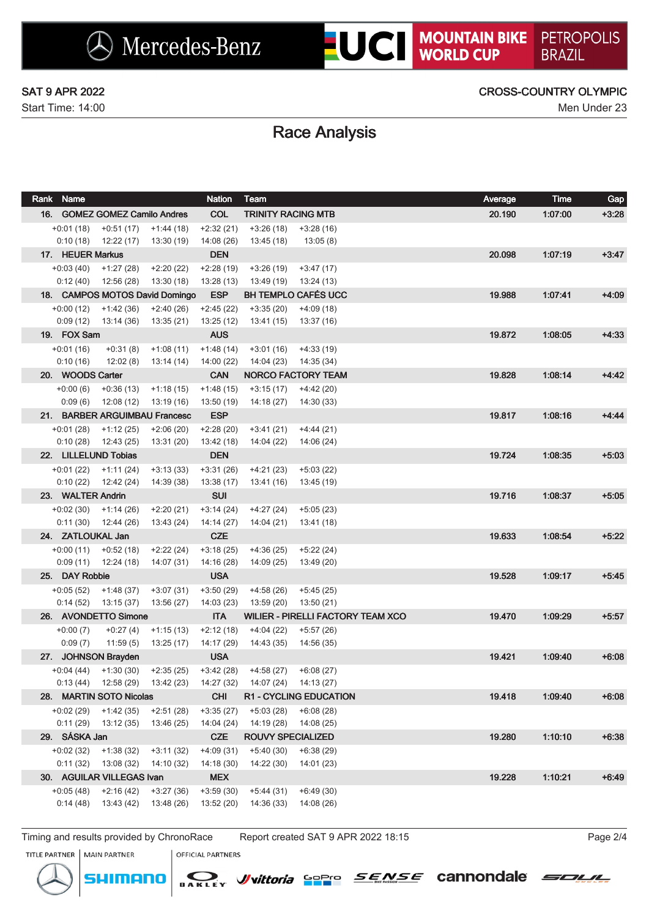SAT 9 APR 2022

Start Time: 14:00

CROSS-COUNTRY OLYMPIC

Men Under 23

# Race Analysis

| Rank | Name | | | Nation | Team | | Average | Time | Gap |
|---|---|---|---|---|---|---|---|---|---|
| 16. | GOMEZ GOMEZ Camilo Andres | | | COL | TRINITY RACING MTB | | 20.190 | 1:07:00 | +3:28 |
| +0:01 (18) | +0:51 (17) | +1:44 (18) | | +2:32 (21) | +3:26 (18) | +3:28 (16) | | | |
| 0:10 (18) | 12:22 (17) | 13:30 (19) | | 14:08 (26) | 13:45 (18) | 13:05 (8) | | | |
| 17. | HEUER Markus | | | DEN | | | 20.098 | 1:07:19 | +3:47 |
| +0:03 (40) | +1:27 (28) | +2:20 (22) | | +2:28 (19) | +3:26 (19) | +3:47 (17) | | | |
| 0:12 (40) | 12:56 (28) | 13:30 (18) | | 13:28 (13) | 13:49 (19) | 13:24 (13) | | | |
| 18. | CAMPOS MOTOS David Domingo | | | ESP | BH TEMPLO CAFÉS UCC | | 19.988 | 1:07:41 | +4:09 |
| +0:00 (12) | +1:42 (36) | +2:40 (26) | | +2:45 (22) | +3:35 (20) | +4:09 (18) | | | |
| 0:09 (12) | 13:14 (36) | 13:35 (21) | | 13:25 (12) | 13:41 (15) | 13:37 (16) | | | |
| 19. | FOX Sam | | | AUS | | | 19.872 | 1:08:05 | +4:33 |
| +0:01 (16) | +0:31 (8) | +1:08 (11) | | +1:48 (14) | +3:01 (16) | +4:33 (19) | | | |
| 0:10 (16) | 12:02 (8) | 13:14 (14) | | 14:00 (22) | 14:04 (23) | 14:35 (34) | | | |
| 20. | WOODS Carter | | | CAN | NORCO FACTORY TEAM | | 19.828 | 1:08:14 | +4:42 |
| +0:00 (6) | +0:36 (13) | +1:18 (15) | | +1:48 (15) | +3:15 (17) | +4:42 (20) | | | |
| 0:09 (6) | 12:08 (12) | 13:19 (16) | | 13:50 (19) | 14:18 (27) | 14:30 (33) | | | |
| 21. | BARBER ARGUIMBAU Francesc | | | ESP | | | 19.817 | 1:08:16 | +4:44 |
| +0:01 (28) | +1:12 (25) | +2:06 (20) | | +2:28 (20) | +3:41 (21) | +4:44 (21) | | | |
| 0:10 (28) | 12:43 (25) | 13:31 (20) | | 13:42 (18) | 14:04 (22) | 14:06 (24) | | | |
| 22. | LILLELUND Tobias | | | DEN | | | 19.724 | 1:08:35 | +5:03 |
| +0:01 (22) | +1:11 (24) | +3:13 (33) | | +3:31 (26) | +4:21 (23) | +5:03 (22) | | | |
| 0:10 (22) | 12:42 (24) | 14:39 (38) | | 13:38 (17) | 13:41 (16) | 13:45 (19) | | | |
| 23. | WALTER Andrin | | | SUI | | | 19.716 | 1:08:37 | +5:05 |
| +0:02 (30) | +1:14 (26) | +2:20 (21) | | +3:14 (24) | +4:27 (24) | +5:05 (23) | | | |
| 0:11 (30) | 12:44 (26) | 13:43 (24) | | 14:14 (27) | 14:04 (21) | 13:41 (18) | | | |
| 24. | ZATLOUKAL Jan | | | CZE | | | 19.633 | 1:08:54 | +5:22 |
| +0:00 (11) | +0:52 (18) | +2:22 (24) | | +3:18 (25) | +4:36 (25) | +5:22 (24) | | | |
| 0:09 (11) | 12:24 (18) | 14:07 (31) | | 14:16 (28) | 14:09 (25) | 13:49 (20) | | | |
| 25. | DAY Robbie | | | USA | | | 19.528 | 1:09:17 | +5:45 |
| +0:05 (52) | +1:48 (37) | +3:07 (31) | | +3:50 (29) | +4:58 (26) | +5:45 (25) | | | |
| 0:14 (52) | 13:15 (37) | 13:56 (27) | | 14:03 (23) | 13:59 (20) | 13:50 (21) | | | |
| 26. | AVONDETTO Simone | | | ITA | WILIER - PIRELLI FACTORY TEAM XCO | | 19.470 | 1:09:29 | +5:57 |
| +0:00 (7) | +0:27 (4) | +1:15 (13) | | +2:12 (18) | +4:04 (22) | +5:57 (26) | | | |
| 0:09 (7) | 11:59 (5) | 13:25 (17) | | 14:17 (29) | 14:43 (35) | 14:56 (35) | | | |
| 27. | JOHNSON Brayden | | | USA | | | 19.421 | 1:09:40 | +6:08 |
| +0:04 (44) | +1:30 (30) | +2:35 (25) | | +3:42 (28) | +4:58 (27) | +6:08 (27) | | | |
| 0:13 (44) | 12:58 (29) | 13:42 (23) | | 14:27 (32) | 14:07 (24) | 14:13 (27) | | | |
| 28. | MARTIN SOTO Nicolas | | | CHI | R1 - CYCLING EDUCATION | | 19.418 | 1:09:40 | +6:08 |
| +0:02 (29) | +1:42 (35) | +2:51 (28) | | +3:35 (27) | +5:03 (28) | +6:08 (28) | | | |
| 0:11 (29) | 13:12 (35) | 13:46 (25) | | 14:04 (24) | 14:19 (28) | 14:08 (25) | | | |
| 29. | SÁSKA Jan | | | CZE | ROUVY SPECIALIZED | | 19.280 | 1:10:10 | +6:38 |
| +0:02 (32) | +1:38 (32) | +3:11 (32) | | +4:09 (31) | +5:40 (30) | +6:38 (29) | | | |
| 0:11 (32) | 13:08 (32) | 14:10 (32) | | 14:18 (30) | 14:22 (30) | 14:01 (23) | | | |
| 30. | AGUILAR VILLEGAS Ivan | | | MEX | | | 19.228 | 1:10:21 | +6:49 |
| +0:05 (48) | +2:16 (42) | +3:27 (36) | | +3:59 (30) | +5:44 (31) | +6:49 (30) | | | |
| 0:14 (48) | 13:43 (42) | 13:48 (26) | | 13:52 (20) | 14:36 (33) | 14:08 (26) | | | |

Timing and results provided by ChronoRace    Report created SAT 9 APR 2022 18:15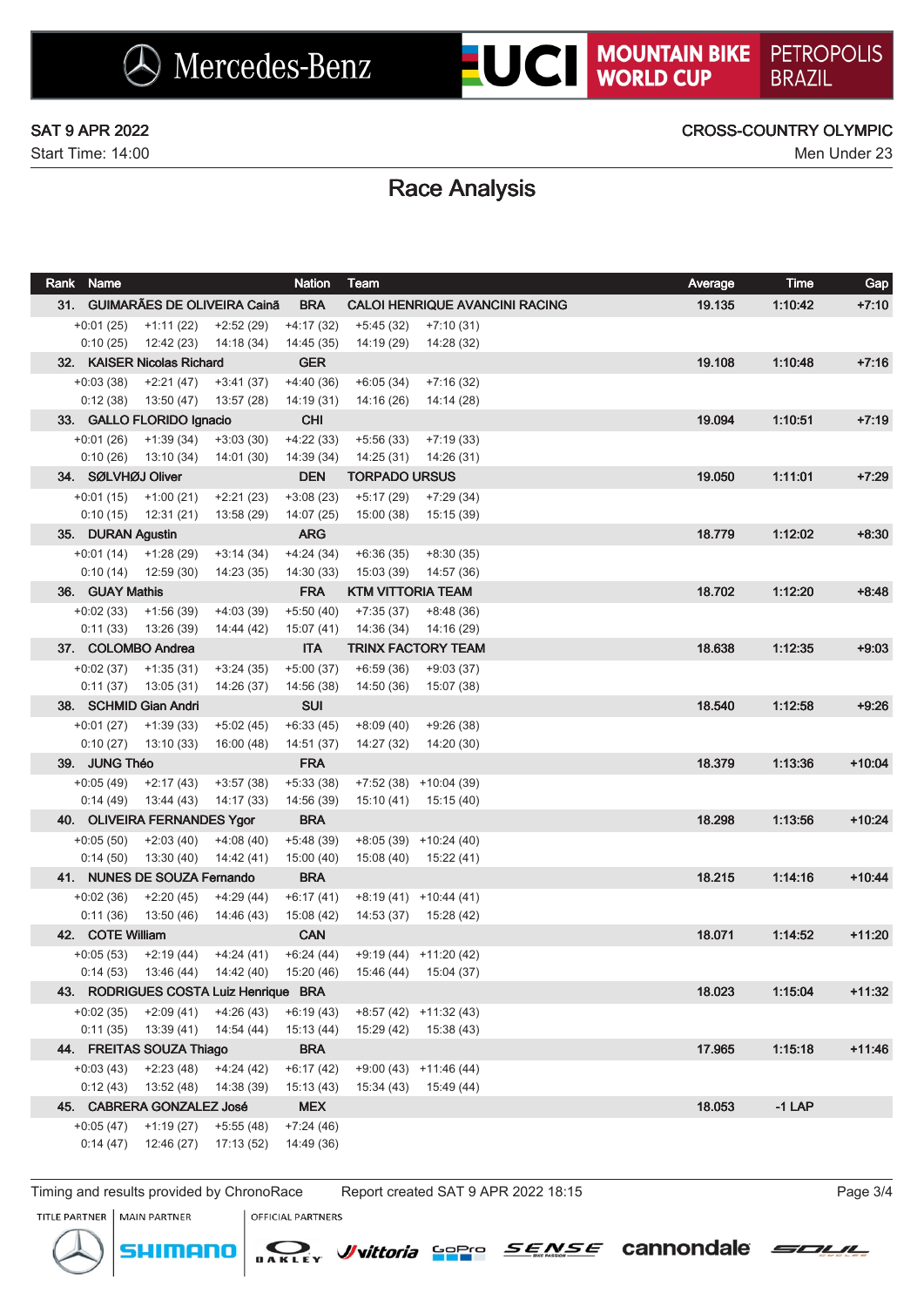Mercedes-Benz | UCI MOUNTAIN BIKE WORLD CUP | PETROPOLIS BRAZIL

SAT 9 APR 2022
Start Time: 14:00

CROSS-COUNTRY OLYMPIC
Men Under 23

# Race Analysis

| Rank | Name | Nation | Team | Average | Time | Gap |
|---|---|---|---|---|---|---|
| 31. | GUIMARÃES DE OLIVEIRA Cainã | BRA | CALOI HENRIQUE AVANCINI RACING | 19.135 | 1:10:42 | +7:10 |
| | +0:01 (25) +1:11 (22) +2:52 (29) +4:17 (32) +5:45 (32) +7:10 (31) | | | | | |
| | 0:10 (25) 12:42 (23) 14:18 (34) 14:45 (35) 14:19 (29) 14:28 (32) | | | | | |
| 32. | KAISER Nicolas Richard | GER | | 19.108 | 1:10:48 | +7:16 |
| | +0:03 (38) +2:21 (47) +3:41 (37) +4:40 (36) +6:05 (34) +7:16 (32) | | | | | |
| | 0:12 (38) 13:50 (47) 13:57 (28) 14:19 (31) 14:16 (26) 14:14 (28) | | | | | |
| 33. | GALLO FLORIDO Ignacio | CHI | | 19.094 | 1:10:51 | +7:19 |
| | +0:01 (26) +1:39 (34) +3:03 (30) +4:22 (33) +5:56 (33) +7:19 (33) | | | | | |
| | 0:10 (26) 13:10 (34) 14:01 (30) 14:39 (34) 14:25 (31) 14:26 (31) | | | | | |
| 34. | SØLVHØJ Oliver | DEN | TORPADO URSUS | 19.050 | 1:11:01 | +7:29 |
| | +0:01 (15) +1:00 (21) +2:21 (23) +3:08 (23) +5:17 (29) +7:29 (34) | | | | | |
| | 0:10 (15) 12:31 (21) 13:58 (29) 14:07 (25) 15:00 (38) 15:15 (39) | | | | | |
| 35. | DURAN Agustin | ARG | | 18.779 | 1:12:02 | +8:30 |
| | +0:01 (14) +1:28 (29) +3:14 (34) +4:24 (34) +6:36 (35) +8:30 (35) | | | | | |
| | 0:10 (14) 12:59 (30) 14:23 (35) 14:30 (33) 15:03 (39) 14:57 (36) | | | | | |
| 36. | GUAY Mathis | FRA | KTM VITTORIA TEAM | 18.702 | 1:12:20 | +8:48 |
| | +0:02 (33) +1:56 (39) +4:03 (39) +5:50 (40) +7:35 (37) +8:48 (36) | | | | | |
| | 0:11 (33) 13:26 (39) 14:44 (42) 15:07 (41) 14:36 (34) 14:16 (29) | | | | | |
| 37. | COLOMBO Andrea | ITA | TRINX FACTORY TEAM | 18.638 | 1:12:35 | +9:03 |
| | +0:02 (37) +1:35 (31) +3:24 (35) +5:00 (37) +6:59 (36) +9:03 (37) | | | | | |
| | 0:11 (37) 13:05 (31) 14:26 (37) 14:56 (38) 14:50 (36) 15:07 (38) | | | | | |
| 38. | SCHMID Gian Andri | SUI | | 18.540 | 1:12:58 | +9:26 |
| | +0:01 (27) +1:39 (33) +5:02 (45) +6:33 (45) +8:09 (40) +9:26 (38) | | | | | |
| | 0:10 (27) 13:10 (33) 16:00 (48) 14:51 (37) 14:27 (32) 14:20 (30) | | | | | |
| 39. | JUNG Théo | FRA | | 18.379 | 1:13:36 | +10:04 |
| | +0:05 (49) +2:17 (43) +3:57 (38) +5:33 (38) +7:52 (38) +10:04 (39) | | | | | |
| | 0:14 (49) 13:44 (43) 14:17 (33) 14:56 (39) 15:10 (41) 15:15 (40) | | | | | |
| 40. | OLIVEIRA FERNANDES Ygor | BRA | | 18.298 | 1:13:56 | +10:24 |
| | +0:05 (50) +2:03 (40) +4:08 (40) +5:48 (39) +8:05 (39) +10:24 (40) | | | | | |
| | 0:14 (50) 13:30 (40) 14:42 (41) 15:00 (40) 15:08 (40) 15:22 (41) | | | | | |
| 41. | NUNES DE SOUZA Fernando | BRA | | 18.215 | 1:14:16 | +10:44 |
| | +0:02 (36) +2:20 (45) +4:29 (44) +6:17 (41) +8:19 (41) +10:44 (41) | | | | | |
| | 0:11 (36) 13:50 (46) 14:46 (43) 15:08 (42) 14:53 (37) 15:28 (42) | | | | | |
| 42. | COTE William | CAN | | 18.071 | 1:14:52 | +11:20 |
| | +0:05 (53) +2:19 (44) +4:24 (41) +6:24 (44) +9:19 (44) +11:20 (42) | | | | | |
| | 0:14 (53) 13:46 (44) 14:42 (40) 15:20 (46) 15:46 (44) 15:04 (37) | | | | | |
| 43. | RODRIGUES COSTA Luiz Henrique | BRA | | 18.023 | 1:15:04 | +11:32 |
| | +0:02 (35) +2:09 (41) +4:26 (43) +6:19 (43) +8:57 (42) +11:32 (43) | | | | | |
| | 0:11 (35) 13:39 (41) 14:54 (44) 15:13 (44) 15:29 (42) 15:38 (43) | | | | | |
| 44. | FREITAS SOUZA Thiago | BRA | | 17.965 | 1:15:18 | +11:46 |
| | +0:03 (43) +2:23 (48) +4:24 (42) +6:17 (42) +9:00 (43) +11:46 (44) | | | | | |
| | 0:12 (43) 13:52 (48) 14:38 (39) 15:13 (43) 15:34 (43) 15:49 (44) | | | | | |
| 45. | CABRERA GONZALEZ José | MEX | | 18.053 | -1 LAP | |
| | +0:05 (47) +1:19 (27) +5:55 (48) +7:24 (46) | | | | | |
| | 0:14 (47) 12:46 (27) 17:13 (52) 14:49 (36) | | | | | |

Timing and results provided by ChronoRace    Report created SAT 9 APR 2022 18:15

TITLE PARTNER | MAIN PARTNER | OFFICIAL PARTNERS
Mercedes-Benz, SHIMANO, OAKLEY, vittoria, GoPro, SENSE, cannondale, SOUL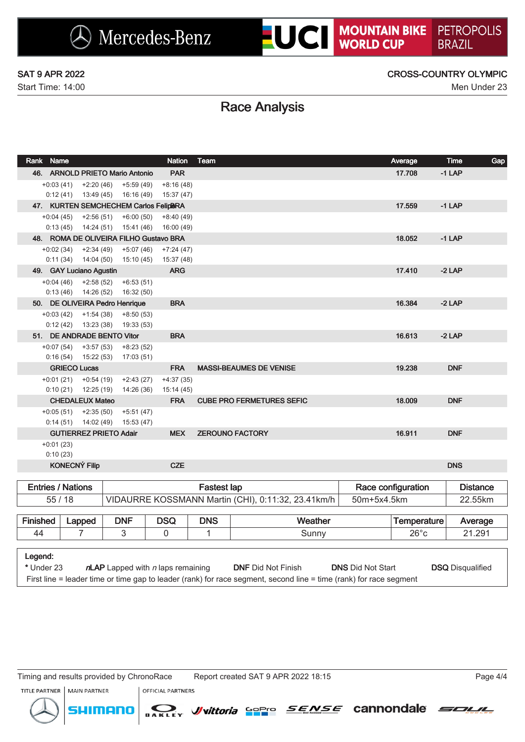SAT 9 APR 2022

Start Time: 14:00

CROSS-COUNTRY OLYMPIC

Men Under 23

# Race Analysis

| Rank | Name | | | Nation | Team | Average | Time | Gap |
|---|---|---|---|---|---|---|---|---|
| 46. | ARNOLD PRIETO Mario Antonio | | | PAR | | 17.708 | -1 LAP | |
| +0:03 (41) | +2:20 (46) | +5:59 (49) | +8:16 (48) | | | | | |
| 0:12 (41) | 13:49 (45) | 16:16 (49) | 15:37 (47) | | | | | |
| 47. | KURTEN SEMCHECHEM Carlos Felipe | | | BRA | | 17.559 | -1 LAP | |
| +0:04 (45) | +2:56 (51) | +6:00 (50) | +8:40 (49) | | | | | |
| 0:13 (45) | 14:24 (51) | 15:41 (46) | 16:00 (49) | | | | | |
| 48. | ROMA DE OLIVEIRA FILHO Gustavo | | | BRA | | 18.052 | -1 LAP | |
| +0:02 (34) | +2:34 (49) | +5:07 (46) | +7:24 (47) | | | | | |
| 0:11 (34) | 14:04 (50) | 15:10 (45) | 15:37 (48) | | | | | |
| 49. | GAY Luciano Agustin | | | ARG | | 17.410 | -2 LAP | |
| +0:04 (46) | +2:58 (52) | +6:53 (51) | | | | | | |
| 0:13 (46) | 14:26 (52) | 16:32 (50) | | | | | | |
| 50. | DE OLIVEIRA Pedro Henrique | | | BRA | | 16.384 | -2 LAP | |
| +0:03 (42) | +1:54 (38) | +8:50 (53) | | | | | | |
| 0:12 (42) | 13:23 (38) | 19:33 (53) | | | | | | |
| 51. | DE ANDRADE BENTO Vitor | | | BRA | | 16.613 | -2 LAP | |
| +0:07 (54) | +3:57 (53) | +8:23 (52) | | | | | | |
| 0:16 (54) | 15:22 (53) | 17:03 (51) | | | | | | |
| | GRIECO Lucas | | | FRA | MASSI-BEAUMES DE VENISE | 19.238 | DNF | |
| +0:01 (21) | +0:54 (19) | +2:43 (27) | +4:37 (35) | | | | | |
| 0:10 (21) | 12:25 (19) | 14:26 (36) | 15:14 (45) | | | | | |
| | CHEDALEUX Mateo | | | FRA | CUBE PRO FERMETURES SEFIC | 18.009 | DNF | |
| +0:05 (51) | +2:35 (50) | +5:51 (47) | | | | | | |
| 0:14 (51) | 14:02 (49) | 15:53 (47) | | | | | | |
| | GUTIERREZ PRIETO Adair | | | MEX | ZEROUNO FACTORY | 16.911 | DNF | |
| +0:01 (23) | | | | | | | | |
| 0:10 (23) | | | | | | | | |
| | KONECNÝ Filip | | | CZE | | | DNS | |

| Entries / Nations | Fastest lap | Race configuration | Distance |
|---|---|---|---|
| 55 / 18 | VIDAURRE KOSSMANN Martin (CHI), 0:11:32, 23.41km/h | 50m+5x4.5km | 22.55km |

| Finished | Lapped | DNF | DSQ | DNS | Weather | Temperature | Average |
|---|---|---|---|---|---|---|---|
| 44 | 7 | 3 | 0 | 1 | Sunny | 26°c | 21.291 |

**Legend:**
* Under 23 — *n*LAP Lapped with *n* laps remaining — **DNF** Did Not Finish — **DNS** Did Not Start — **DSQ** Disqualified

First line = leader time or time gap to leader (rank) for race segment, second line = time (rank) for race segment

Timing and results provided by ChronoRace — Report created SAT 9 APR 2022 18:15